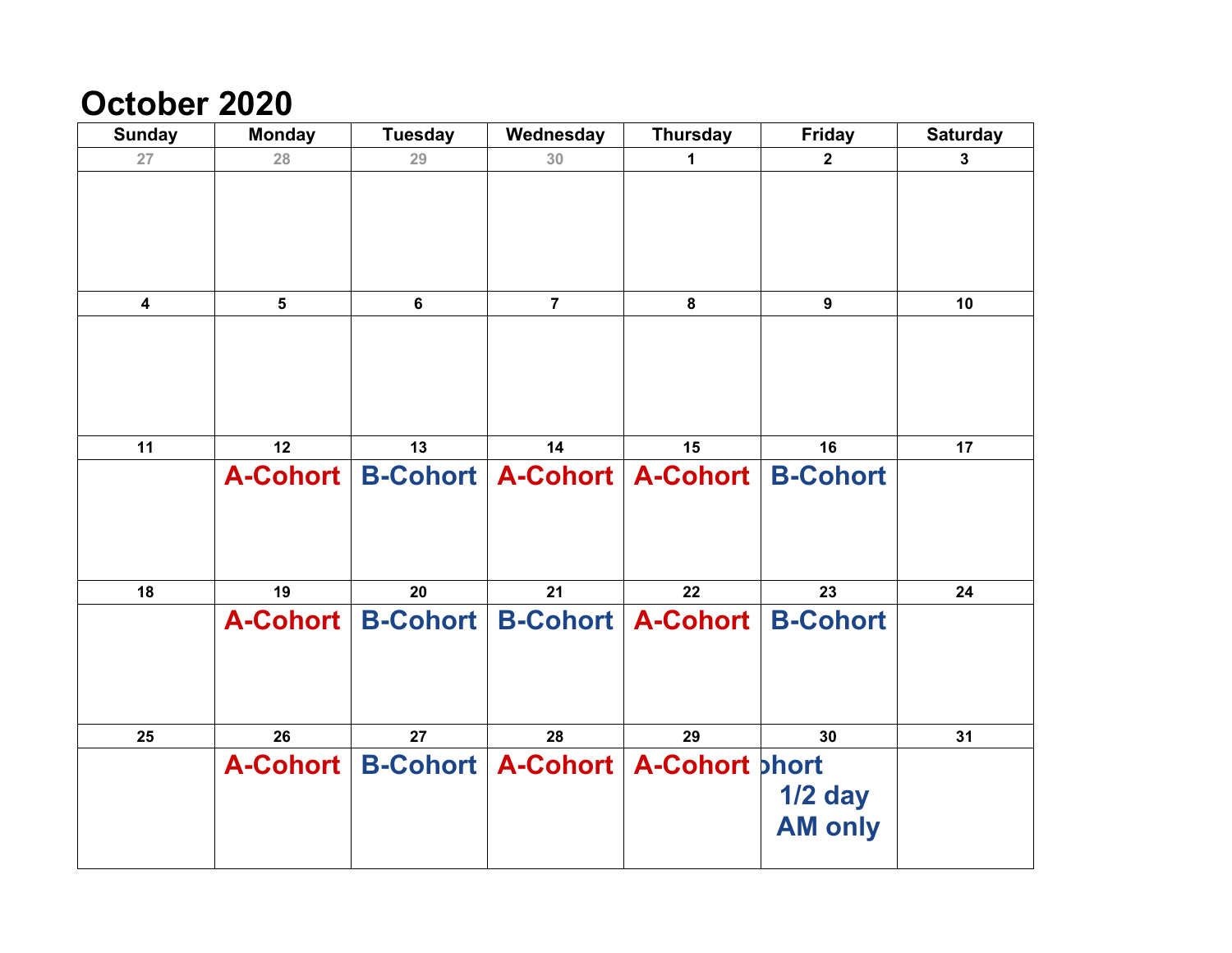# October 2020

| Sunday | Monday | Tuesday | Wednesday | Thursday | Friday | Saturday |
|---|---|---|---|---|---|---|
| 27 | 28 | 29 | 30 | 1 | 2 | 3 |
| | | | | | | |
| 4 | 5 | 6 | 7 | 8 | 9 | 10 |
| | | | | | | |
| 11 | 12 | 13 | 14 | 15 | 16 | 17 |
| | A-Cohort | B-Cohort | A-Cohort | A-Cohort | B-Cohort | |
| 18 | 19 | 20 | 21 | 22 | 23 | 24 |
| | A-Cohort | B-Cohort | B-Cohort | A-Cohort | B-Cohort | |
| 25 | 26 | 27 | 28 | 29 | 30 | 31 |
| | A-Cohort | B-Cohort | A-Cohort | A-Cohort | ohort 1/2 day AM only | |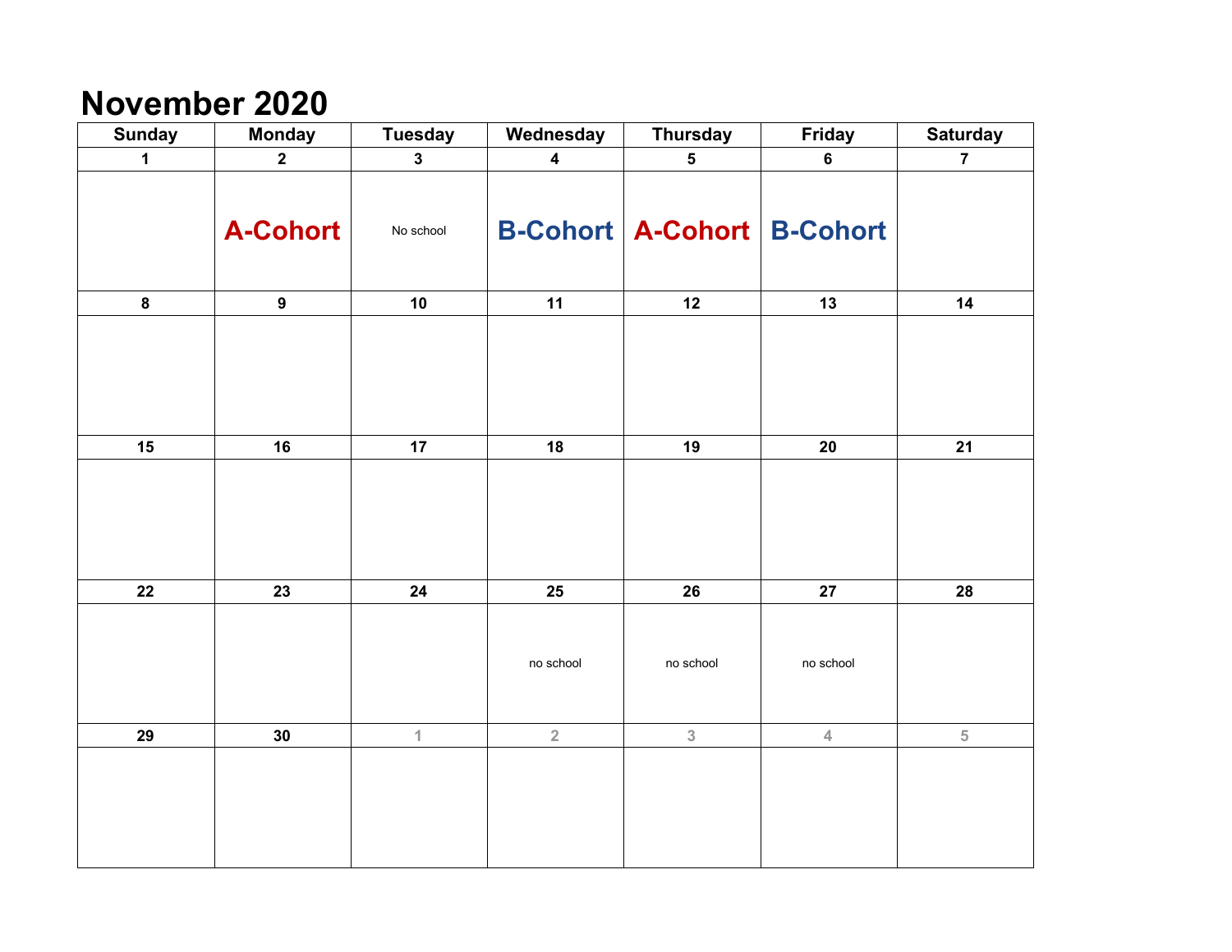# November 2020

| Sunday | Monday | Tuesday | Wednesday | Thursday | Friday | Saturday |
|---|---|---|---|---|---|---|
| 1 | 2 | 3 | 4 | 5 | 6 | 7 |
| | **A-Cohort** | No school | **B-Cohort** | **A-Cohort** | **B-Cohort** | |
| 8 | 9 | 10 | 11 | 12 | 13 | 14 |
| | | | | | | |
| 15 | 16 | 17 | 18 | 19 | 20 | 21 |
| | | | | | | |
| 22 | 23 | 24 | 25 | 26 | 27 | 28 |
| | | | no school | no school | no school | |
| 29 | 30 | 1 | 2 | 3 | 4 | 5 |
| | | | | | | |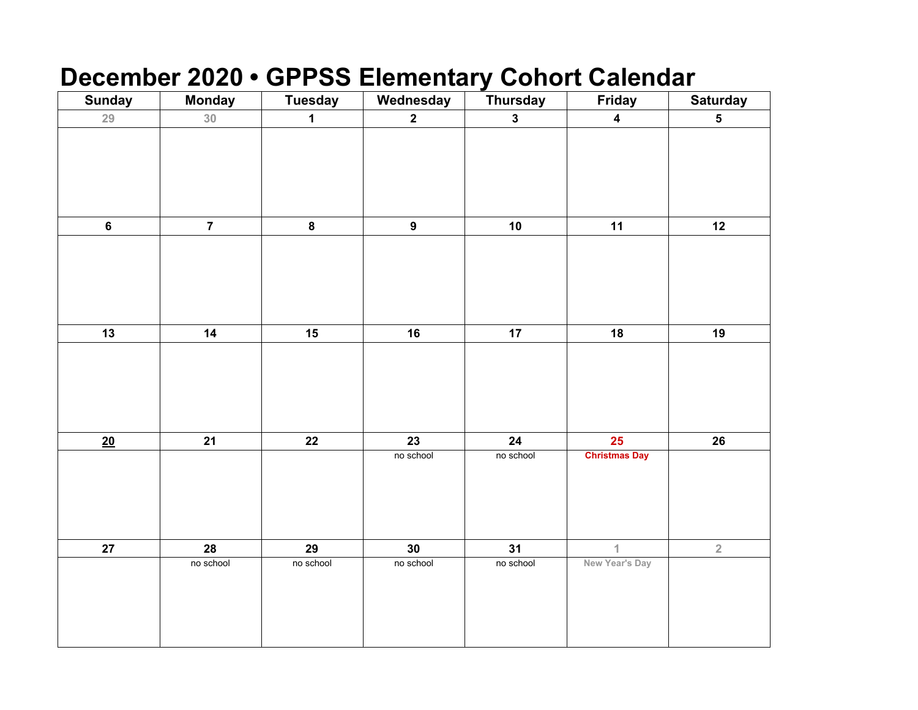# December 2020 • GPPSS Elementary Cohort Calendar

| Sunday | Monday | Tuesday | Wednesday | Thursday | Friday | Saturday |
|---|---|---|---|---|---|---|
| 29 | 30 | 1 | 2 | 3 | 4 | 5 |
| 6 | 7 | 8 | 9 | 10 | 11 | 12 |
| 13 | 14 | 15 | 16 | 17 | 18 | 19 |
| 20 | 21 | 22 | 23 no school | 24 no school | 25 **Christmas Day** | 26 |
| 27 | 28 no school | 29 no school | 30 no school | 31 no school | 1 New Year's Day | 2 |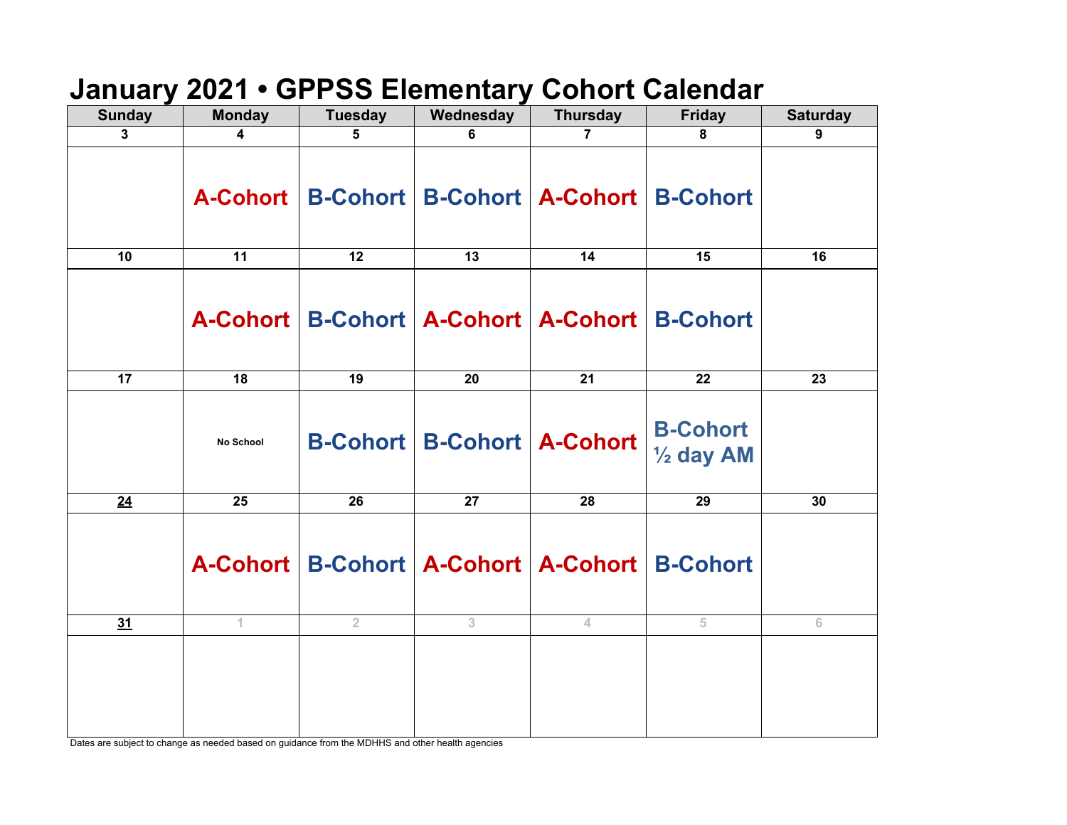# January 2021 • GPPSS Elementary Cohort Calendar

| Sunday | Monday | Tuesday | Wednesday | Thursday | Friday | Saturday |
|---|---|---|---|---|---|---|
| 3 | 4 | 5 | 6 | 7 | 8 | 9 |
| | A-Cohort | B-Cohort | B-Cohort | A-Cohort | B-Cohort | |
| 10 | 11 | 12 | 13 | 14 | 15 | 16 |
| | A-Cohort | B-Cohort | A-Cohort | A-Cohort | B-Cohort | |
| 17 | 18 | 19 | 20 | 21 | 22 | 23 |
| | No School | B-Cohort | B-Cohort | A-Cohort | B-Cohort ½ day AM | |
| 24 | 25 | 26 | 27 | 28 | 29 | 30 |
| | A-Cohort | B-Cohort | A-Cohort | A-Cohort | B-Cohort | |
| 31 | 1 | 2 | 3 | 4 | 5 | 6 |
| | | | | | | |

Dates are subject to change as needed based on guidance from the MDHHS and other health agencies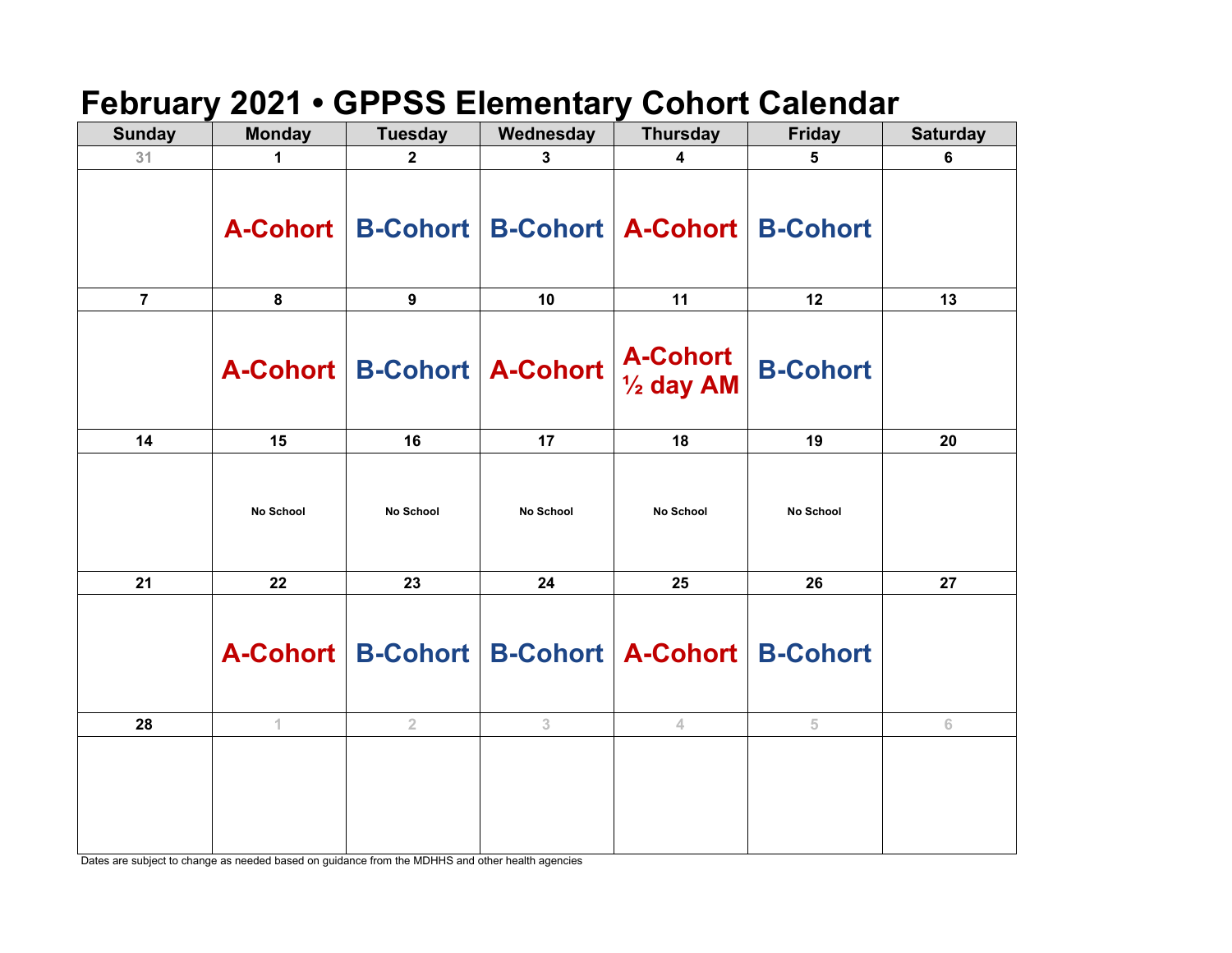# February 2021 • GPPSS Elementary Cohort Calendar

| Sunday | Monday | Tuesday | Wednesday | Thursday | Friday | Saturday |
|---|---|---|---|---|---|---|
| 31 | 1 | 2 | 3 | 4 | 5 | 6 |
| | A-Cohort | B-Cohort | B-Cohort | A-Cohort | B-Cohort | |
| 7 | 8 | 9 | 10 | 11 | 12 | 13 |
| | A-Cohort | B-Cohort | A-Cohort | A-Cohort ½ day AM | B-Cohort | |
| 14 | 15 | 16 | 17 | 18 | 19 | 20 |
| | No School | No School | No School | No School | No School | |
| 21 | 22 | 23 | 24 | 25 | 26 | 27 |
| | A-Cohort | B-Cohort | B-Cohort | A-Cohort | B-Cohort | |
| 28 | 1 | 2 | 3 | 4 | 5 | 6 |
| | | | | | | |

Dates are subject to change as needed based on guidance from the MDHHS and other health agencies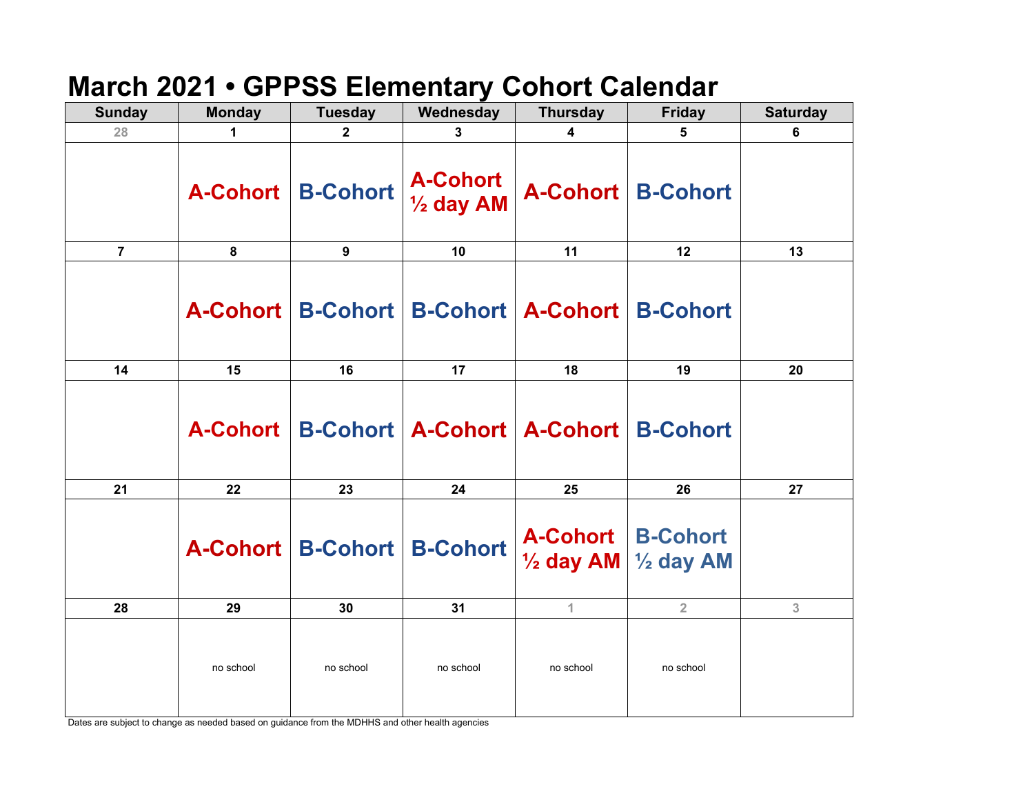# March 2021 • GPPSS Elementary Cohort Calendar

| Sunday | Monday | Tuesday | Wednesday | Thursday | Friday | Saturday |
|---|---|---|---|---|---|---|
| 28 | 1 | 2 | 3 | 4 | 5 | 6 |
| | A-Cohort | B-Cohort | A-Cohort ½ day AM | A-Cohort | B-Cohort | |
| 7 | 8 | 9 | 10 | 11 | 12 | 13 |
| | A-Cohort | B-Cohort | B-Cohort | A-Cohort | B-Cohort | |
| 14 | 15 | 16 | 17 | 18 | 19 | 20 |
| | A-Cohort | B-Cohort | A-Cohort | A-Cohort | B-Cohort | |
| 21 | 22 | 23 | 24 | 25 | 26 | 27 |
| | A-Cohort | B-Cohort | B-Cohort | A-Cohort ½ day AM | B-Cohort ½ day AM | |
| 28 | 29 | 30 | 31 | 1 | 2 | 3 |
| | no school | no school | no school | no school | no school | |

Dates are subject to change as needed based on guidance from the MDHHS and other health agencies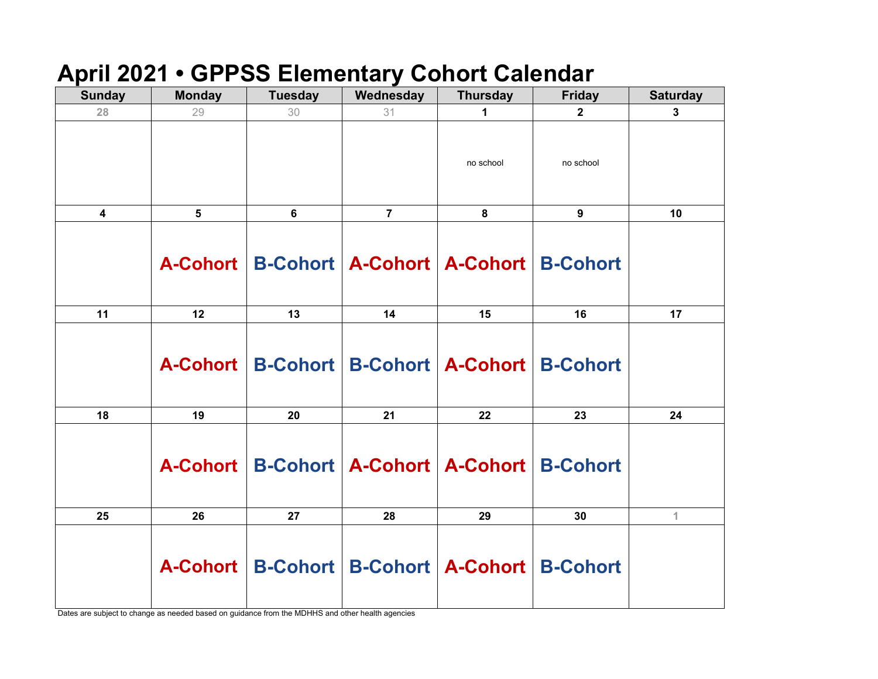# April 2021 • GPPSS Elementary Cohort Calendar

| Sunday | Monday | Tuesday | Wednesday | Thursday | Friday | Saturday |
|---|---|---|---|---|---|---|
| 28 | 29 | 30 | 31 | 1 | 2 | 3 |
| | | | | no school | no school | |
| 4 | 5 | 6 | 7 | 8 | 9 | 10 |
| | A-Cohort | B-Cohort | A-Cohort | A-Cohort | B-Cohort | |
| 11 | 12 | 13 | 14 | 15 | 16 | 17 |
| | A-Cohort | B-Cohort | B-Cohort | A-Cohort | B-Cohort | |
| 18 | 19 | 20 | 21 | 22 | 23 | 24 |
| | A-Cohort | B-Cohort | A-Cohort | A-Cohort | B-Cohort | |
| 25 | 26 | 27 | 28 | 29 | 30 | 1 |
| | A-Cohort | B-Cohort | B-Cohort | A-Cohort | B-Cohort | |

Dates are subject to change as needed based on guidance from the MDHHS and other health agencies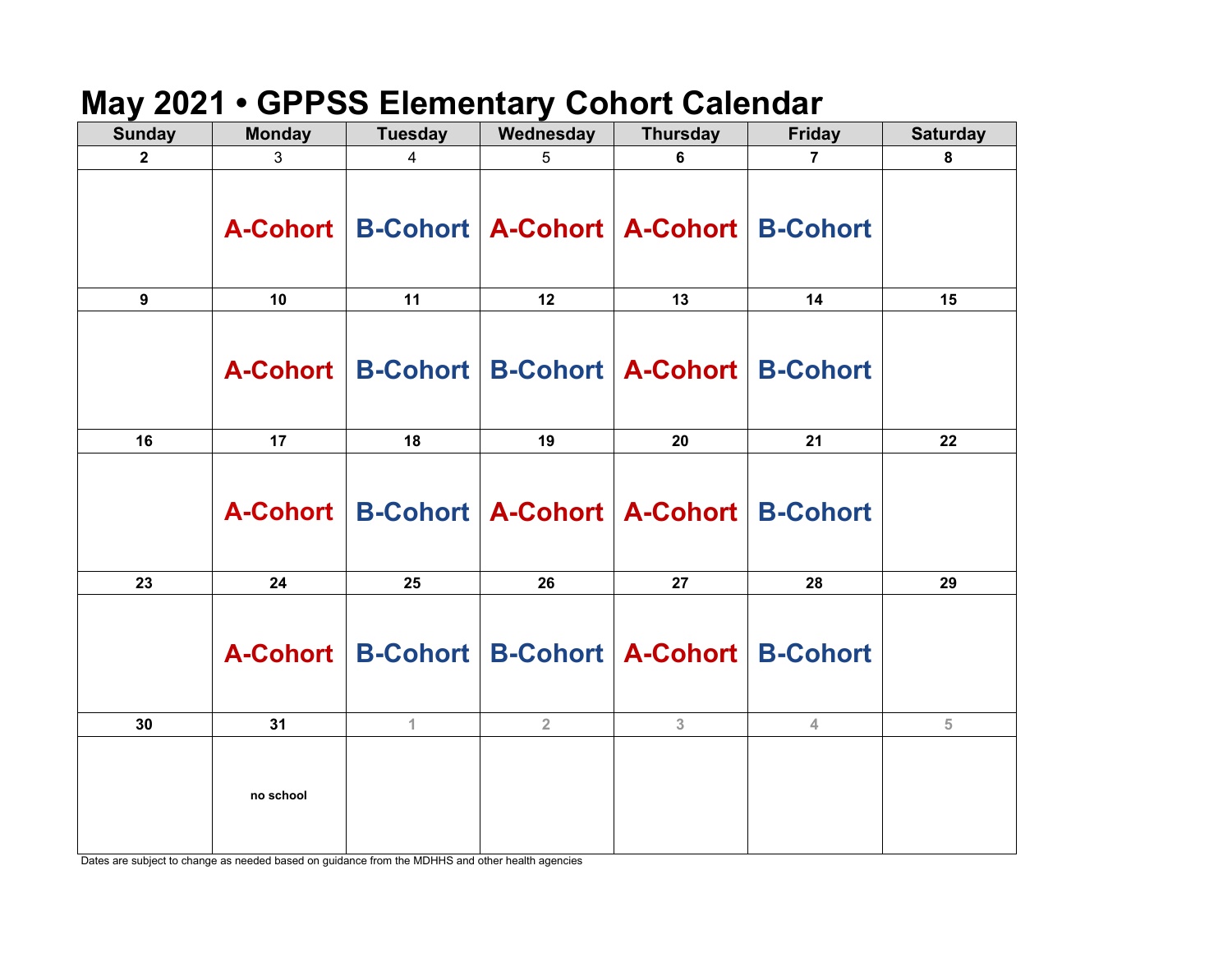# May 2021 • GPPSS Elementary Cohort Calendar

| Sunday | Monday | Tuesday | Wednesday | Thursday | Friday | Saturday |
|---|---|---|---|---|---|---|
| 2 | 3 | 4 | 5 | 6 | 7 | 8 |
| | A-Cohort | B-Cohort | A-Cohort | A-Cohort | B-Cohort | |
| 9 | 10 | 11 | 12 | 13 | 14 | 15 |
| | A-Cohort | B-Cohort | B-Cohort | A-Cohort | B-Cohort | |
| 16 | 17 | 18 | 19 | 20 | 21 | 22 |
| | A-Cohort | B-Cohort | A-Cohort | A-Cohort | B-Cohort | |
| 23 | 24 | 25 | 26 | 27 | 28 | 29 |
| | A-Cohort | B-Cohort | B-Cohort | A-Cohort | B-Cohort | |
| 30 | 31 | 1 | 2 | 3 | 4 | 5 |
| | no school | | | | | |

Dates are subject to change as needed based on guidance from the MDHHS and other health agencies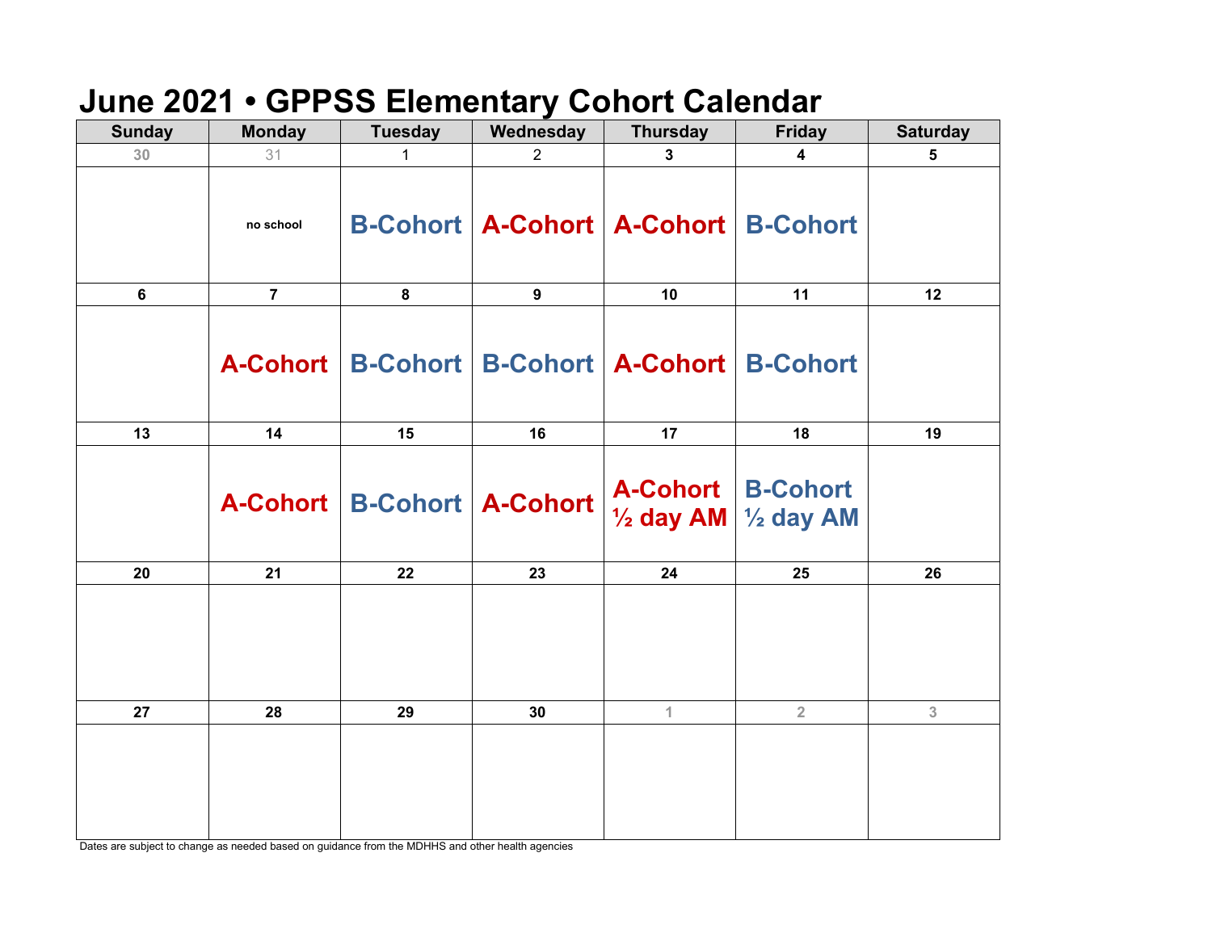# June 2021 • GPPSS Elementary Cohort Calendar

| Sunday | Monday | Tuesday | Wednesday | Thursday | Friday | Saturday |
|---|---|---|---|---|---|---|
| 30 | 31 | 1 | 2 | 3 | 4 | 5 |
| | no school | B-Cohort | A-Cohort | A-Cohort | B-Cohort | |
| 6 | 7 | 8 | 9 | 10 | 11 | 12 |
| | A-Cohort | B-Cohort | B-Cohort | A-Cohort | B-Cohort | |
| 13 | 14 | 15 | 16 | 17 | 18 | 19 |
| | A-Cohort | B-Cohort | A-Cohort | A-Cohort ½ day AM | B-Cohort ½ day AM | |
| 20 | 21 | 22 | 23 | 24 | 25 | 26 |
| | | | | | | |
| 27 | 28 | 29 | 30 | 1 | 2 | 3 |
| | | | | | | |

Dates are subject to change as needed based on guidance from the MDHHS and other health agencies